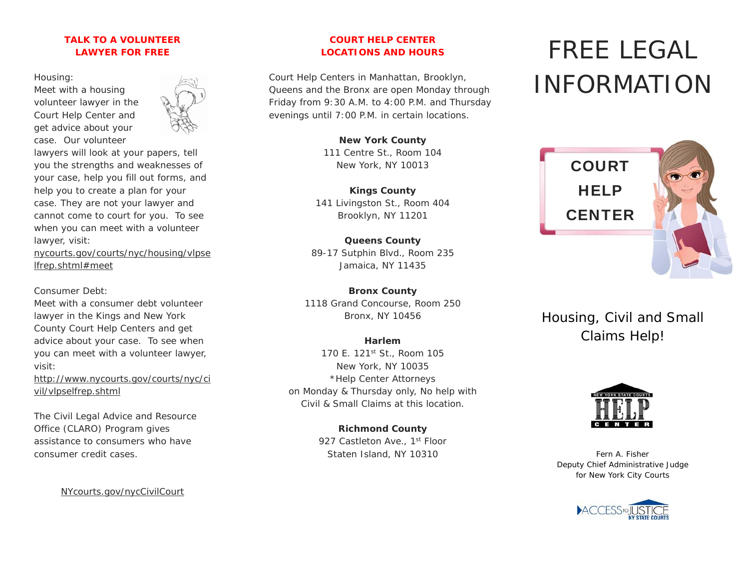## TALK TO A VOLUNTEER LAWYER FOR FREE

Housing:
Meet with a housing volunteer lawyer in the Court Help Center and get advice about your case. Our volunteer lawyers will look at your papers, tell you the strengths and weaknesses of your case, help you fill out forms, and help you to create a plan for your case. They are not your lawyer and cannot come to court for you. To see when you can meet with a volunteer lawyer, visit:
nycourts.gov/courts/nyc/housing/vlpselfrep.shtml#meet

Consumer Debt:
Meet with a consumer debt volunteer lawyer in the Kings and New York County Court Help Centers and get advice about your case. To see when you can meet with a volunteer lawyer, visit:
http://www.nycourts.gov/courts/nyc/civil/vlpselfrep.shtml

The Civil Legal Advice and Resource Office (CLARO) Program gives assistance to consumers who have consumer credit cases.

NYcourts.gov/nycCivilCourt

## COURT HELP CENTER LOCATIONS AND HOURS

Court Help Centers in Manhattan, Brooklyn, Queens and the Bronx are open Monday through Friday from 9:30 A.M. to 4:00 P.M. and Thursday evenings until 7:00 P.M. in certain locations.

**New York County**
111 Centre St., Room 104
New York, NY 10013

**Kings County**
141 Livingston St., Room 404
Brooklyn, NY 11201

**Queens County**
89-17 Sutphin Blvd., Room 235
Jamaica, NY 11435

**Bronx County**
1118 Grand Concourse, Room 250
Bronx, NY 10456

**Harlem**
170 E. 121st St., Room 105
New York, NY 10035
*Help Center Attorneys on Monday & Thursday only, No help with Civil & Small Claims at this location.

**Richmond County**
927 Castleton Ave., 1st Floor
Staten Island, NY 10310

# FREE LEGAL INFORMATION

COURT HELP CENTER

Housing, Civil and Small Claims Help!

NEW YORK STATE COURTS HELP CENTER

Fern A. Fisher
Deputy Chief Administrative Judge
for New York City Courts

ACCESS TO JUSTICE
NY STATE COURTS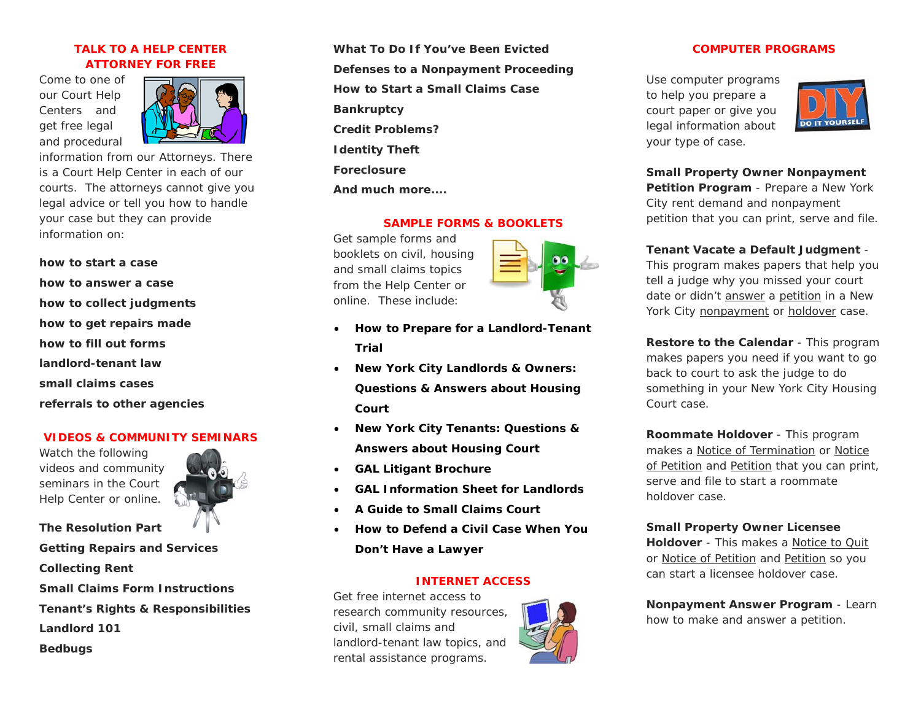## TALK TO A HELP CENTER ATTORNEY FOR FREE

Come to one of our Court Help Centers and get free legal and procedural information from our Attorneys. There is a Court Help Center in each of our courts. The attorneys cannot give you legal advice or tell you how to handle your case but they can provide information on:

**how to start a case**

**how to answer a case**

**how to collect judgments**

**how to get repairs made**

**how to fill out forms**

**landlord-tenant law**

**small claims cases**

**referrals to other agencies**

## VIDEOS & COMMUNITY SEMINARS

Watch the following videos and community seminars in the Court Help Center or online.

**The Resolution Part**

**Getting Repairs and Services**

**Collecting Rent**

**Small Claims Form Instructions**

**Tenant's Rights & Responsibilities**

**Landlord 101**

**Bedbugs**

**What To Do If You've Been Evicted**

**Defenses to a Nonpayment Proceeding**

**How to Start a Small Claims Case**

**Bankruptcy**

**Credit Problems?**

**Identity Theft**

**Foreclosure**

**And much more....**

## SAMPLE FORMS & BOOKLETS

Get sample forms and booklets on civil, housing and small claims topics from the Help Center or online. These include:

- **How to Prepare for a Landlord-Tenant Trial**
- **New York City Landlords & Owners: Questions & Answers about Housing Court**
- **New York City Tenants: Questions & Answers about Housing Court**
- **GAL Litigant Brochure**
- **GAL Information Sheet for Landlords**
- **A Guide to Small Claims Court**
- **How to Defend a Civil Case When You Don't Have a Lawyer**

## INTERNET ACCESS

Get free internet access to research community resources, civil, small claims and landlord-tenant law topics, and rental assistance programs.

## COMPUTER PROGRAMS

Use computer programs to help you prepare a court paper or give you legal information about your type of case.

**Small Property Owner Nonpayment Petition Program** - Prepare a New York City rent demand and nonpayment petition that you can print, serve and file.

**Tenant Vacate a Default Judgment** - This program makes papers that help you tell a judge why you missed your court date or didn't answer a petition in a New York City nonpayment or holdover case.

**Restore to the Calendar** - This program makes papers you need if you want to go back to court to ask the judge to do something in your New York City Housing Court case.

**Roommate Holdover** - This program makes a Notice of Termination or Notice of Petition and Petition that you can print, serve and file to start a roommate holdover case.

**Small Property Owner Licensee Holdover** - This makes a Notice to Quit or Notice of Petition and Petition so you can start a licensee holdover case.

**Nonpayment Answer Program** - Learn how to make and answer a petition.